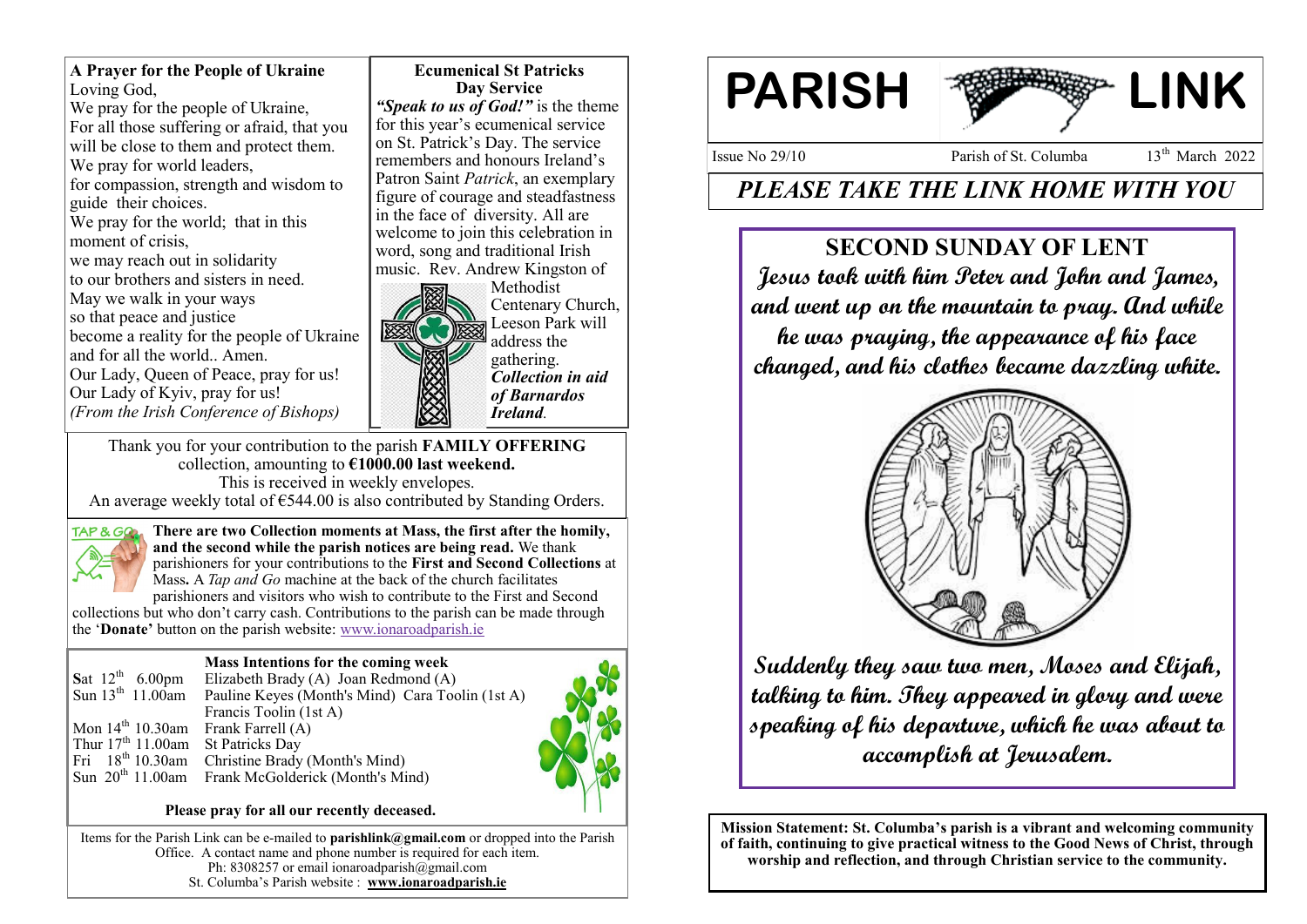# PARISH LINK

Issue No 29/10 | Parish of St. Columba | 13th March 2022

## *PLEASE TAKE THE LINK HOME WITH YOU*

## SECOND SUNDAY OF LENT

**Jesus took with him Peter and John and James, and went up on the mountain to pray. And while he was praying, the appearance of his face changed, and his clothes became dazzling white.**

**Suddenly they saw two men, Moses and Elijah, talking to him. They appeared in glory and were speaking of his departure, which he was about to accomplish at Jerusalem.**

**Mission Statement: St. Columba's parish is a vibrant and welcoming community of faith, continuing to give practical witness to the Good News of Christ, through worship and reflection, and through Christian service to the community.**

---

### A Prayer for the People of Ukraine

Loving God,
We pray for the people of Ukraine,
For all those suffering or afraid, that you will be close to them and protect them.
We pray for world leaders,
for compassion, strength and wisdom to guide their choices.
We pray for the world; that in this moment of crisis,
we may reach out in solidarity
to our brothers and sisters in need.
May we walk in your ways
so that peace and justice
become a reality for the people of Ukraine and for all the world.. Amen.
Our Lady, Queen of Peace, pray for us!
Our Lady of Kyiv, pray for us!
*(From the Irish Conference of Bishops)*

### Ecumenical St Patricks Day Service

***"Speak to us of God!"*** is the theme for this year's ecumenical service on St. Patrick's Day. The service remembers and honours Ireland's Patron Saint *Patrick*, an exemplary figure of courage and steadfastness in the face of diversity. All are welcome to join this celebration in word, song and traditional Irish music. Rev. Andrew Kingston of Methodist Centenary Church, Leeson Park will address the gathering. ***Collection in aid of Barnardos Ireland***.

---

Thank you for your contribution to the parish **FAMILY OFFERING** collection, amounting to **€1000.00 last weekend.**
This is received in weekly envelopes.
An average weekly total of €544.00 is also contributed by Standing Orders.

---

TAP & GO

**There are two Collection moments at Mass, the first after the homily, and the second while the parish notices are being read.** We thank parishioners for your contributions to the **First and Second Collections** at Mass**.** A *Tap and Go* machine at the back of the church facilitates parishioners and visitors who wish to contribute to the First and Second collections but who don't carry cash. Contributions to the parish can be made through the '**Donate'** button on the parish website: www.ionaroadparish.ie

---

### Mass Intentions for the coming week

| | |
|---|---|
| Sat 12th 6.00pm | Elizabeth Brady (A) Joan Redmond (A) |
| Sun 13th 11.00am | Pauline Keyes (Month's Mind) Cara Toolin (1st A) |
| | Francis Toolin (1st A) |
| Mon 14th 10.30am | Frank Farrell (A) |
| Thur 17th 11.00am | St Patricks Day |
| Fri 18th 10.30am | Christine Brady (Month's Mind) |
| Sun 20th 11.00am | Frank McGolderick (Month's Mind) |

**Please pray for all our recently deceased.**

---

Items for the Parish Link can be e-mailed to **parishlink@gmail.com** or dropped into the Parish Office. A contact name and phone number is required for each item.
Ph: 8308257 or email ionaroadparish@gmail.com
St. Columba's Parish website : **www.ionaroadparish.ie**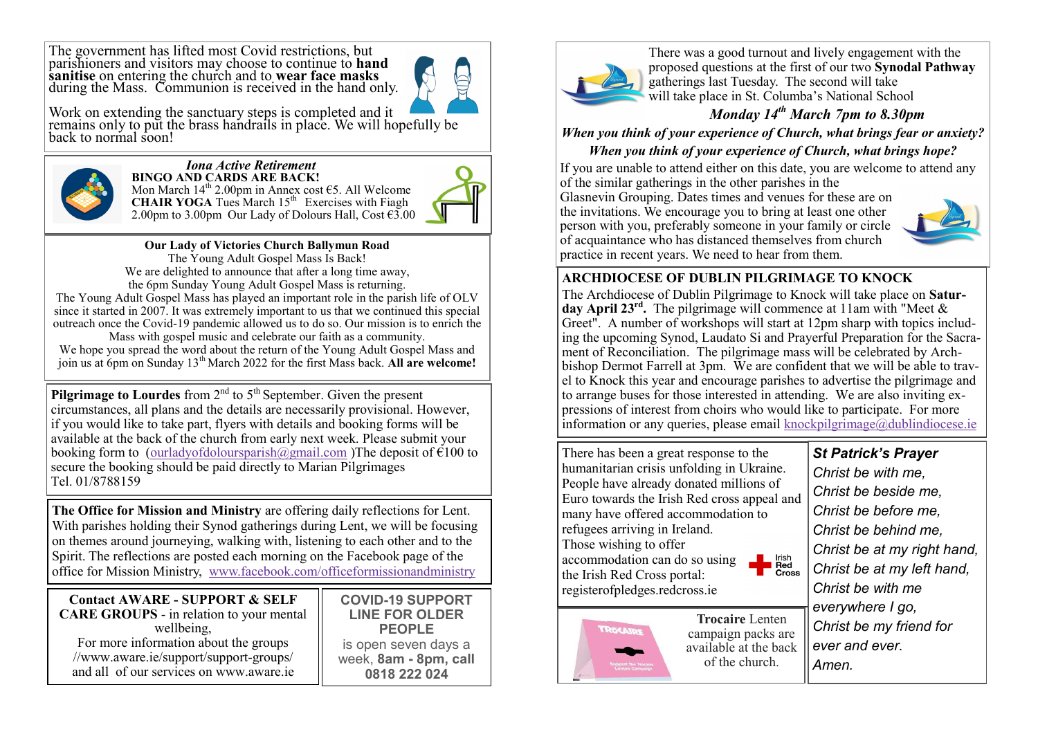The government has lifted most Covid restrictions, but parishioners and visitors may choose to continue to **hand sanitise** on entering the church and to **wear face masks** during the Mass. Communion is received in the hand only.

Work on extending the sanctuary steps is completed and it remains only to put the brass handrails in place. We will hopefully be back to normal soon!

*Iona Active Retirement*
**BINGO AND CARDS ARE BACK!**
Mon March 14th 2.00pm in Annex cost €5. All Welcome
**CHAIR YOGA** Tues March 15th Exercises with Fiagh 2.00pm to 3.00pm Our Lady of Dolours Hall, Cost €3.00

**Our Lady of Victories Church Ballymun Road**
The Young Adult Gospel Mass Is Back!
We are delighted to announce that after a long time away, the 6pm Sunday Young Adult Gospel Mass is returning.
The Young Adult Gospel Mass has played an important role in the parish life of OLV since it started in 2007. It was extremely important to us that we continued this special outreach once the Covid-19 pandemic allowed us to do so. Our mission is to enrich the Mass with gospel music and celebrate our faith as a community.
We hope you spread the word about the return of the Young Adult Gospel Mass and join us at 6pm on Sunday 13th March 2022 for the first Mass back. **All are welcome!**

**Pilgrimage to Lourdes** from 2nd to 5th September. Given the present circumstances, all plans and the details are necessarily provisional. However, if you would like to take part, flyers with details and booking forms will be available at the back of the church from early next week. Please submit your booking form to (ourladyofdoloursparish@gmail.com )The deposit of €100 to secure the booking should be paid directly to Marian Pilgrimages Tel. 01/8788159

**The Office for Mission and Ministry** are offering daily reflections for Lent. With parishes holding their Synod gatherings during Lent, we will be focusing on themes around journeying, walking with, listening to each other and to the Spirit. The reflections are posted each morning on the Facebook page of the office for Mission Ministry, www.facebook.com/officeformissionandministry

**Contact AWARE - SUPPORT & SELF CARE GROUPS** - in relation to your mental wellbeing,
For more information about the groups //www.aware.ie/support/support-groups/ and all of our services on www.aware.ie

**COVID-19 SUPPORT LINE FOR OLDER PEOPLE**
is open seven days a week, **8am - 8pm, call 0818 222 024**

There was a good turnout and lively engagement with the proposed questions at the first of our two **Synodal Pathway** gatherings last Tuesday. The second will take will take place in St. Columba's National School

***Monday 14th March 7pm to 8.30pm***

***When you think of your experience of Church, what brings fear or anxiety?***

***When you think of your experience of Church, what brings hope?***

If you are unable to attend either on this date, you are welcome to attend any of the similar gatherings in the other parishes in the Glasnevin Grouping. Dates times and venues for these are on the invitations. We encourage you to bring at least one other person with you, preferably someone in your family or circle of acquaintance who has distanced themselves from church practice in recent years. We need to hear from them.

**ARCHDIOCESE OF DUBLIN PILGRIMAGE TO KNOCK**

The Archdiocese of Dublin Pilgrimage to Knock will take place on **Saturday April 23rd.** The pilgrimage will commence at 11am with "Meet & Greet". A number of workshops will start at 12pm sharp with topics including the upcoming Synod, Laudato Si and Prayerful Preparation for the Sacrament of Reconciliation. The pilgrimage mass will be celebrated by Archbishop Dermot Farrell at 3pm. We are confident that we will be able to travel to Knock this year and encourage parishes to advertise the pilgrimage and to arrange buses for those interested in attending. We are also inviting expressions of interest from choirs who would like to participate. For more information or any queries, please email knockpilgrimage@dublindiocese.ie

There has been a great response to the humanitarian crisis unfolding in Ukraine. People have already donated millions of Euro towards the Irish Red cross appeal and many have offered accommodation to refugees arriving in Ireland.
Those wishing to offer accommodation can do so using the Irish Red Cross portal: registerofpledges.redcross.ie

**Trocaire** Lenten campaign packs are available at the back of the church.

***St Patrick's Prayer***

*Christ be with me,*
*Christ be beside me,*
*Christ be before me,*
*Christ be behind me,*
*Christ be at my right hand,*
*Christ be at my left hand,*
*Christ be with me everywhere I go,*
*Christ be my friend for ever and ever.*
*Amen.*